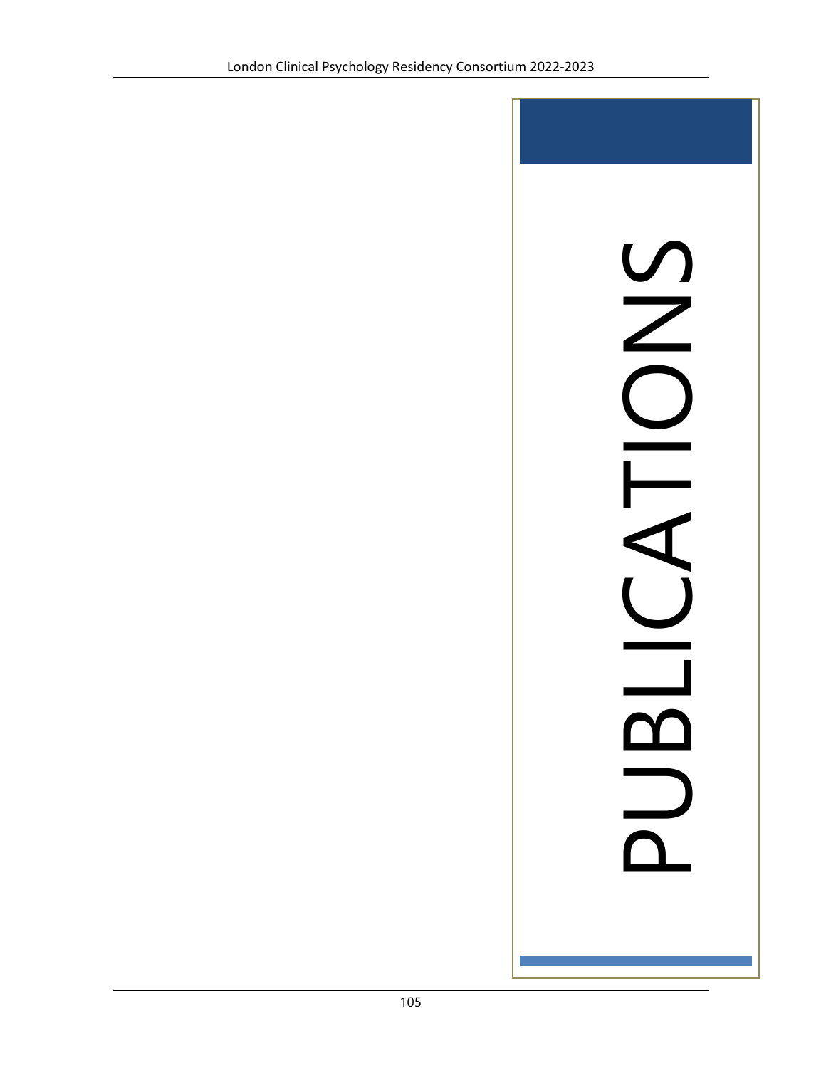# PUBLICATIONS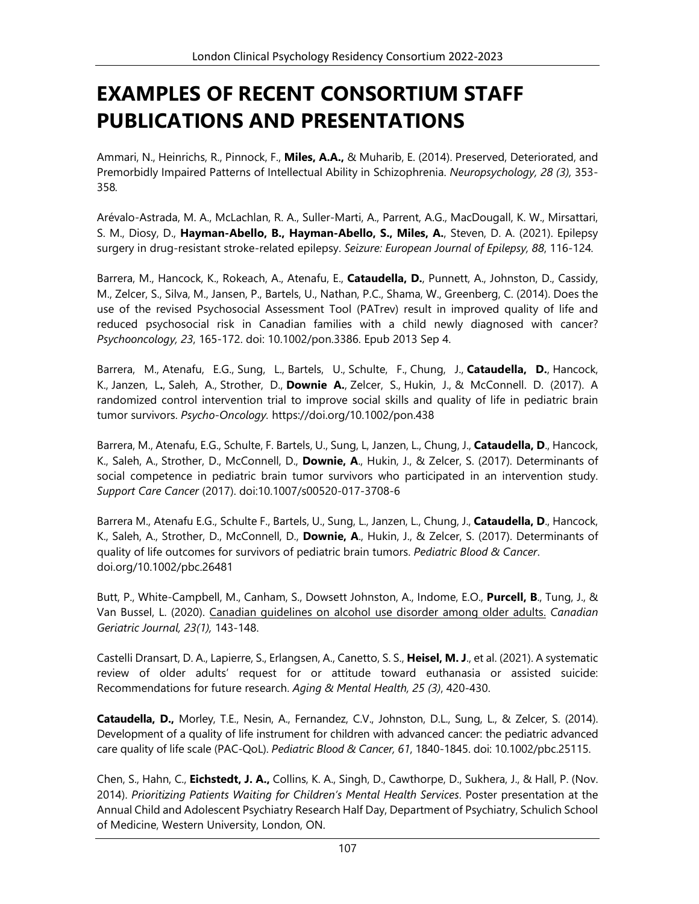# EXAMPLES OF RECENT CONSORTIUM STAFF PUBLICATIONS AND PRESENTATIONS

Ammari, N., Heinrichs, R., Pinnock, F., **Miles, A.A.,** & Muharib, E. (2014). Preserved, Deteriorated, and Premorbidly Impaired Patterns of Intellectual Ability in Schizophrenia. *Neuropsychology, 28 (3),* 353-358*.*

Arévalo-Astrada, M. A., McLachlan, R. A., Suller-Marti, A., Parrent, A.G., MacDougall, K. W., Mirsattari, S. M., Diosy, D., **Hayman-Abello, B., Hayman-Abello, S., Miles, A.**, Steven, D. A. (2021). Epilepsy surgery in drug-resistant stroke-related epilepsy. *Seizure: European Journal of Epilepsy, 88*, 116-124*.*

Barrera, M., Hancock, K., Rokeach, A., Atenafu, E., **Cataudella, D.**, Punnett, A., Johnston, D., Cassidy, M., Zelcer, S., Silva, M., Jansen, P., Bartels, U., Nathan, P.C., Shama, W., Greenberg, C. (2014). Does the use of the revised Psychosocial Assessment Tool (PATrev) result in improved quality of life and reduced psychosocial risk in Canadian families with a child newly diagnosed with cancer? *Psychooncology*, *23*, 165-172. doi: 10.1002/pon.3386. Epub 2013 Sep 4.

Barrera, M., Atenafu, E.G., Sung, L., Bartels, U., Schulte, F., Chung, J., **Cataudella, D.**, Hancock, K., Janzen, L**.**, Saleh, A., Strother, D., **Downie A.**, Zelcer, S., Hukin, J., & McConnell. D. (2017). A randomized control intervention trial to improve social skills and quality of life in pediatric brain tumor survivors. *Psycho-Oncology.* https://doi.org/10.1002/pon.438

Barrera, M., Atenafu, E.G., Schulte, F. Bartels, U., Sung, L, Janzen, L., Chung, J., **Cataudella, D**., Hancock, K., Saleh, A., Strother, D., McConnell, D., **Downie, A**., Hukin, J., & Zelcer, S. (2017). Determinants of social competence in pediatric brain tumor survivors who participated in an intervention study. *Support Care Cancer* (2017). doi:10.1007/s00520-017-3708-6

Barrera M., Atenafu E.G., Schulte F., Bartels, U., Sung, L., Janzen, L., Chung, J., **Cataudella, D**., Hancock, K., Saleh, A., Strother, D., McConnell, D., **Downie, A**., Hukin, J., & Zelcer, S. (2017). Determinants of quality of life outcomes for survivors of pediatric brain tumors. *Pediatric Blood & Cancer*. doi.org/10.1002/pbc.26481

Butt, P., White-Campbell, M., Canham, S., Dowsett Johnston, A., Indome, E.O., **Purcell, B**., Tung, J., & Van Bussel, L. (2020). Canadian guidelines on alcohol use disorder among older adults. *Canadian Geriatric Journal, 23(1),* 143-148.

Castelli Dransart, D. A., Lapierre, S., Erlangsen, A., Canetto, S. S., **Heisel, M. J**., et al. (2021). A systematic review of older adults' request for or attitude toward euthanasia or assisted suicide: Recommendations for future research. *Aging & Mental Health, 25 (3)*, 420-430.

**Cataudella, D.,** Morley, T.E., Nesin, A., Fernandez, C.V., Johnston, D.L., Sung, L., & Zelcer, S. (2014). Development of a quality of life instrument for children with advanced cancer: the pediatric advanced care quality of life scale (PAC-QoL). *Pediatric Blood & Cancer, 61*, 1840-1845. doi: 10.1002/pbc.25115.

Chen, S., Hahn, C., **Eichstedt, J. A.,** Collins, K. A., Singh, D., Cawthorpe, D., Sukhera, J., & Hall, P. (Nov. 2014). *Prioritizing Patients Waiting for Children's Mental Health Services*. Poster presentation at the Annual Child and Adolescent Psychiatry Research Half Day, Department of Psychiatry, Schulich School of Medicine, Western University, London, ON.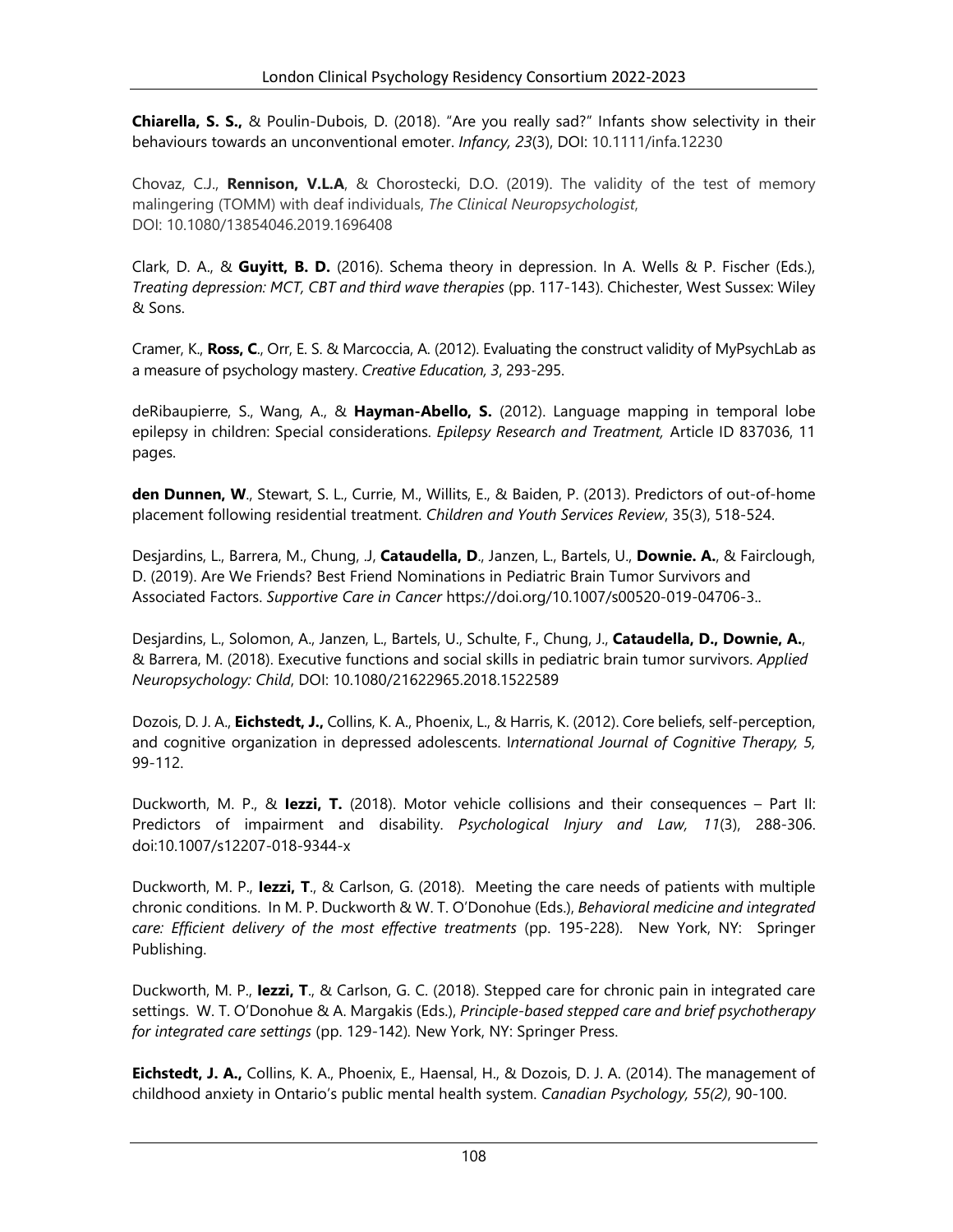**Chiarella, S. S.,** & Poulin-Dubois, D. (2018). "Are you really sad?" Infants show selectivity in their behaviours towards an unconventional emoter. *Infancy, 23*(3), DOI: 10.1111/infa.12230

Chovaz, C.J., **Rennison, V.L.A**, & Chorostecki, D.O. (2019). The validity of the test of memory malingering (TOMM) with deaf individuals, *The Clinical Neuropsychologist*, DOI: 10.1080/13854046.2019.1696408

Clark, D. A., & **Guyitt, B. D.** (2016). Schema theory in depression. In A. Wells & P. Fischer (Eds.), *Treating depression: MCT, CBT and third wave therapies* (pp. 117-143). Chichester, West Sussex: Wiley & Sons.

Cramer, K., **Ross, C**., Orr, E. S. & Marcoccia, A. (2012). Evaluating the construct validity of MyPsychLab as a measure of psychology mastery. *Creative Education, 3*, 293-295.

deRibaupierre, S., Wang, A., & **Hayman-Abello, S.** (2012). Language mapping in temporal lobe epilepsy in children: Special considerations. *Epilepsy Research and Treatment,* Article ID 837036, 11 pages.

**den Dunnen, W**., Stewart, S. L., Currie, M., Willits, E., & Baiden, P. (2013). Predictors of out-of-home placement following residential treatment. *Children and Youth Services Review*, 35(3), 518-524.

Desjardins, L., Barrera, M., Chung, .J, **Cataudella, D**., Janzen, L., Bartels, U., **Downie. A.**, & Fairclough, D. (2019). Are We Friends? Best Friend Nominations in Pediatric Brain Tumor Survivors and Associated Factors. *Supportive Care in Cancer* https://doi.org/10.1007/s00520-019-04706-3..

Desjardins, L., Solomon, A., Janzen, L., Bartels, U., Schulte, F., Chung, J., **Cataudella, D., Downie, A.**, & Barrera, M. (2018). Executive functions and social skills in pediatric brain tumor survivors. *Applied Neuropsychology: Child*, DOI: 10.1080/21622965.2018.1522589

Dozois, D. J. A., **Eichstedt, J.,** Collins, K. A., Phoenix, L., & Harris, K. (2012). Core beliefs, self-perception, and cognitive organization in depressed adolescents. I*nternational Journal of Cognitive Therapy, 5,* 99-112.

Duckworth, M. P., & **Iezzi, T.** (2018). Motor vehicle collisions and their consequences – Part II: Predictors of impairment and disability. *Psychological Injury and Law, 11*(3), 288-306. doi:10.1007/s12207-018-9344-x

Duckworth, M. P., **Iezzi, T**., & Carlson, G. (2018). Meeting the care needs of patients with multiple chronic conditions. In M. P. Duckworth & W. T. O'Donohue (Eds.), *Behavioral medicine and integrated care: Efficient delivery of the most effective treatments* (pp. 195-228). New York, NY: Springer Publishing.

Duckworth, M. P., **Iezzi, T**., & Carlson, G. C. (2018). Stepped care for chronic pain in integrated care settings. W. T. O'Donohue & A. Margakis (Eds.), *Principle-based stepped care and brief psychotherapy for integrated care settings* (pp. 129-142). New York, NY: Springer Press.

**Eichstedt, J. A.,** Collins, K. A., Phoenix, E., Haensal, H., & Dozois, D. J. A. (2014). The management of childhood anxiety in Ontario's public mental health system. *Canadian Psychology, 55(2)*, 90-100.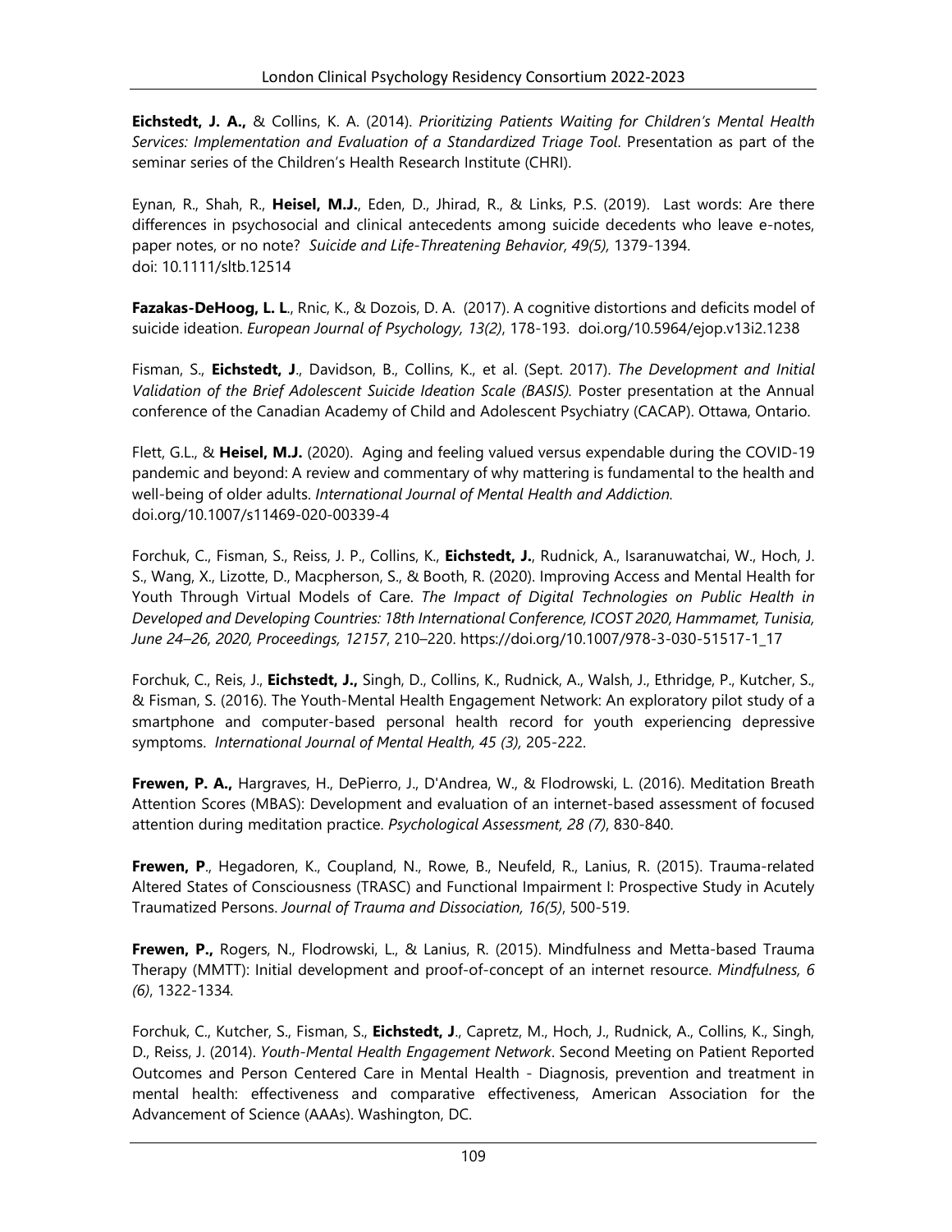**Eichstedt, J. A.,** & Collins, K. A. (2014). *Prioritizing Patients Waiting for Children's Mental Health Services: Implementation and Evaluation of a Standardized Triage Tool*. Presentation as part of the seminar series of the Children's Health Research Institute (CHRI).

Eynan, R., Shah, R., **Heisel, M.J.**, Eden, D., Jhirad, R., & Links, P.S. (2019). Last words: Are there differences in psychosocial and clinical antecedents among suicide decedents who leave e-notes, paper notes, or no note? *Suicide and Life-Threatening Behavior, 49(5),* 1379-1394. doi: 10.1111/sltb.12514

**Fazakas-DeHoog, L. L**., Rnic, K., & Dozois, D. A. (2017). A cognitive distortions and deficits model of suicide ideation. *European Journal of Psychology, 13(2)*, 178-193. doi.org/10.5964/ejop.v13i2.1238

Fisman, S., **Eichstedt, J**., Davidson, B., Collins, K., et al. (Sept. 2017). *The Development and Initial Validation of the Brief Adolescent Suicide Ideation Scale (BASIS).* Poster presentation at the Annual conference of the Canadian Academy of Child and Adolescent Psychiatry (CACAP). Ottawa, Ontario.

Flett, G.L., & **Heisel, M.J.** (2020). Aging and feeling valued versus expendable during the COVID-19 pandemic and beyond: A review and commentary of why mattering is fundamental to the health and well-being of older adults. *International Journal of Mental Health and Addiction.* doi.org/10.1007/s11469-020-00339-4

Forchuk, C., Fisman, S., Reiss, J. P., Collins, K., **Eichstedt, J.**, Rudnick, A., Isaranuwatchai, W., Hoch, J. S., Wang, X., Lizotte, D., Macpherson, S., & Booth, R. (2020). Improving Access and Mental Health for Youth Through Virtual Models of Care. *The Impact of Digital Technologies on Public Health in Developed and Developing Countries: 18th International Conference, ICOST 2020, Hammamet, Tunisia, June 24–26, 2020, Proceedings, 12157*, 210–220. https://doi.org/10.1007/978-3-030-51517-1_17

Forchuk, C., Reis, J., **Eichstedt, J.,** Singh, D., Collins, K., Rudnick, A., Walsh, J., Ethridge, P., Kutcher, S., & Fisman, S. (2016). The Youth-Mental Health Engagement Network: An exploratory pilot study of a smartphone and computer-based personal health record for youth experiencing depressive symptoms. *International Journal of Mental Health, 45 (3),* 205-222.

**Frewen, P. A.,** Hargraves, H., DePierro, J., D'Andrea, W., & Flodrowski, L. (2016). Meditation Breath Attention Scores (MBAS): Development and evaluation of an internet-based assessment of focused attention during meditation practice. *Psychological Assessment, 28 (7)*, 830-840.

**Frewen, P**., Hegadoren, K., Coupland, N., Rowe, B., Neufeld, R., Lanius, R. (2015). Trauma-related Altered States of Consciousness (TRASC) and Functional Impairment I: Prospective Study in Acutely Traumatized Persons. *Journal of Trauma and Dissociation, 16(5)*, 500-519.

**Frewen, P.,** Rogers, N., Flodrowski, L., & Lanius, R. (2015). Mindfulness and Metta-based Trauma Therapy (MMTT): Initial development and proof-of-concept of an internet resource. *Mindfulness, 6 (6)*, 1322-1334.

Forchuk, C., Kutcher, S., Fisman, S., **Eichstedt, J**., Capretz, M., Hoch, J., Rudnick, A., Collins, K., Singh, D., Reiss, J. (2014). *Youth-Mental Health Engagement Network*. Second Meeting on Patient Reported Outcomes and Person Centered Care in Mental Health - Diagnosis, prevention and treatment in mental health: effectiveness and comparative effectiveness, American Association for the Advancement of Science (AAAs). Washington, DC.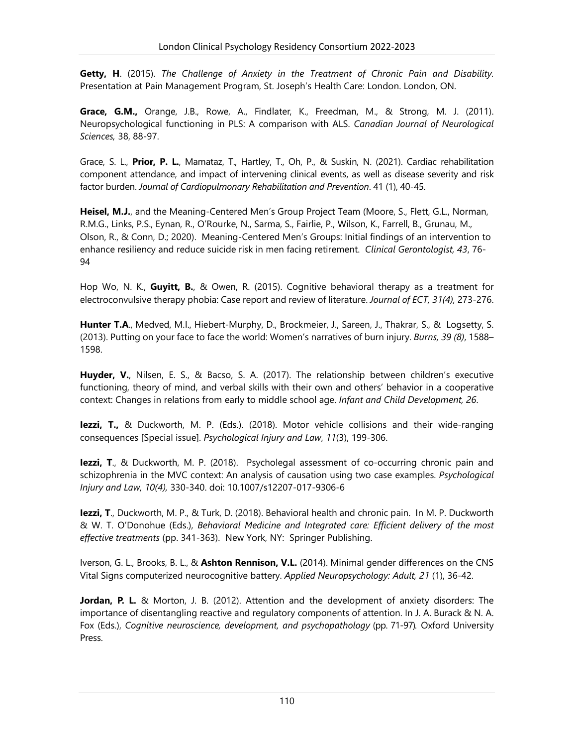**Getty, H**. (2015). *The Challenge of Anxiety in the Treatment of Chronic Pain and Disability*. Presentation at Pain Management Program, St. Joseph's Health Care: London. London, ON.

**Grace, G.M.,** Orange, J.B., Rowe, A., Findlater, K., Freedman, M., & Strong, M. J. (2011). Neuropsychological functioning in PLS: A comparison with ALS. *Canadian Journal of Neurological Sciences,* 38, 88-97.

Grace, S. L., **Prior, P. L.**, Mamataz, T., Hartley, T., Oh, P., & Suskin, N. (2021). Cardiac rehabilitation component attendance, and impact of intervening clinical events, as well as disease severity and risk factor burden. *Journal of Cardiopulmonary Rehabilitation and Prevention*. 41 (1), 40-45.

**Heisel, M.J.**, and the Meaning-Centered Men's Group Project Team (Moore, S., Flett, G.L., Norman, R.M.G., Links, P.S., Eynan, R., O'Rourke, N., Sarma, S., Fairlie, P., Wilson, K., Farrell, B., Grunau, M., Olson, R., & Conn, D.; 2020). Meaning-Centered Men's Groups: Initial findings of an intervention to enhance resiliency and reduce suicide risk in men facing retirement. *Clinical Gerontologist, 43*, 76-94

Hop Wo, N. K., **Guyitt, B.**, & Owen, R. (2015). Cognitive behavioral therapy as a treatment for electroconvulsive therapy phobia: Case report and review of literature. *Journal of ECT, 31(4),* 273-276.

**Hunter T.A**., Medved, M.I., Hiebert-Murphy, D., Brockmeier, J., Sareen, J., Thakrar, S., & Logsetty, S. (2013). Putting on your face to face the world: Women's narratives of burn injury. *Burns, 39 (8)*, 1588–1598.

**Huyder, V.**, Nilsen, E. S., & Bacso, S. A. (2017). The relationship between children's executive functioning, theory of mind, and verbal skills with their own and others' behavior in a cooperative context: Changes in relations from early to middle school age. *Infant and Child Development, 26*.

**Iezzi, T.,** & Duckworth, M. P. (Eds.). (2018). Motor vehicle collisions and their wide-ranging consequences [Special issue]. *Psychological Injury and Law*, *11*(3), 199-306.

**Iezzi, T**., & Duckworth, M. P. (2018). Psycholegal assessment of co-occurring chronic pain and schizophrenia in the MVC context: An analysis of causation using two case examples. *Psychological Injury and Law, 10(4),* 330-340. doi: 10.1007/s12207-017-9306-6

**Iezzi, T**., Duckworth, M. P., & Turk, D. (2018). Behavioral health and chronic pain. In M. P. Duckworth & W. T. O'Donohue (Eds.), *Behavioral Medicine and Integrated care: Efficient delivery of the most effective treatments* (pp. 341-363). New York, NY: Springer Publishing.

Iverson, G. L., Brooks, B. L., & **Ashton Rennison, V.L.** (2014). Minimal gender differences on the CNS Vital Signs computerized neurocognitive battery. *Applied Neuropsychology: Adult, 21* (1), 36-42.

**Jordan, P. L.** & Morton, J. B. (2012). Attention and the development of anxiety disorders: The importance of disentangling reactive and regulatory components of attention. In J. A. Burack & N. A. Fox (Eds.), *Cognitive neuroscience, development, and psychopathology* (pp. 71-97). Oxford University Press.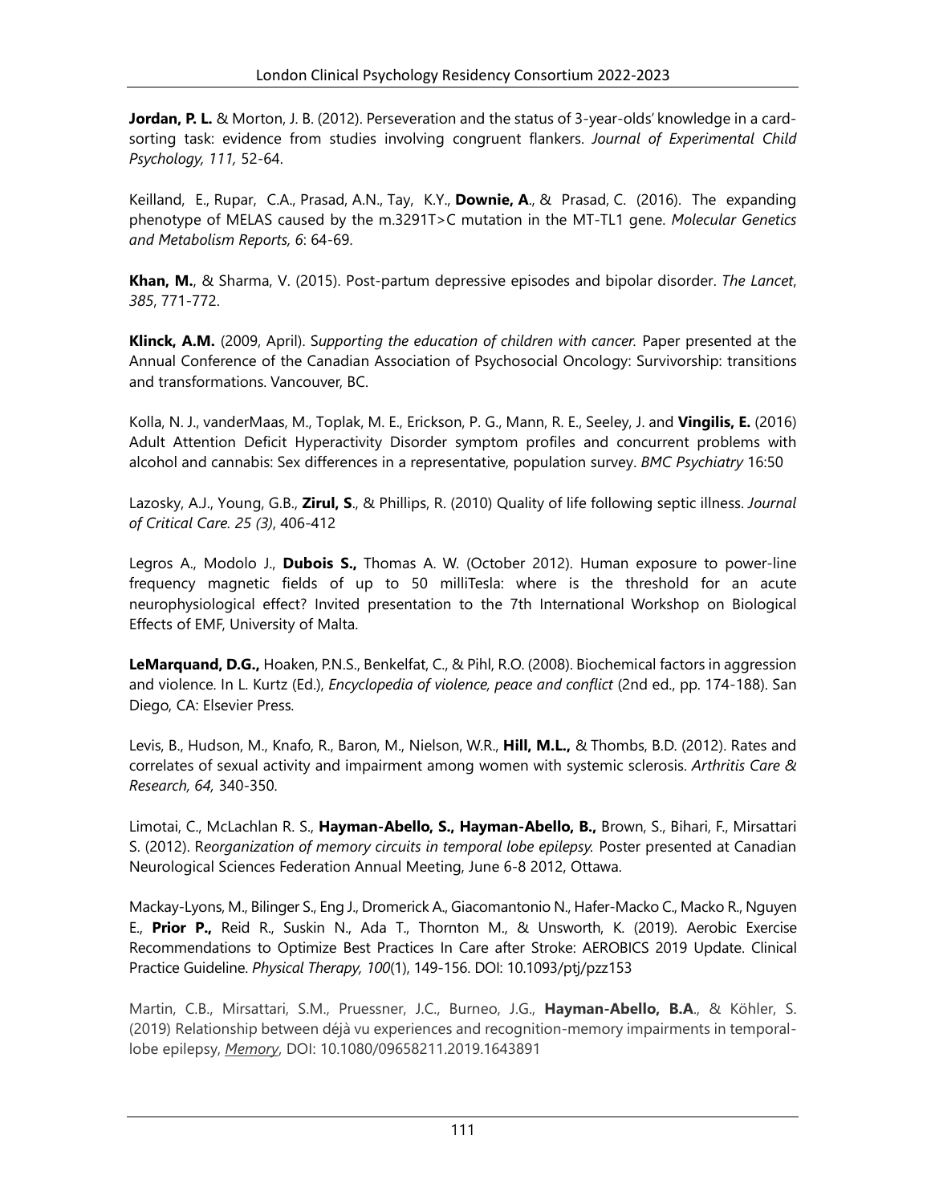**Jordan, P. L.** & Morton, J. B. (2012). Perseveration and the status of 3-year-olds' knowledge in a card-sorting task: evidence from studies involving congruent flankers. *Journal of Experimental Child Psychology, 111,* 52-64.

Keilland, E., Rupar, C.A., Prasad, A.N., Tay, K.Y., **Downie, A**., & Prasad, C. (2016). The expanding phenotype of MELAS caused by the m.3291T>C mutation in the MT-TL1 gene. *Molecular Genetics and Metabolism Reports, 6*: 64-69.

**Khan, M.**, & Sharma, V. (2015). Post-partum depressive episodes and bipolar disorder. *The Lancet*, *385*, 771-772.

**Klinck, A.M.** (2009, April). S*upporting the education of children with cancer.* Paper presented at the Annual Conference of the Canadian Association of Psychosocial Oncology: Survivorship: transitions and transformations. Vancouver, BC.

Kolla, N. J., vanderMaas, M., Toplak, M. E., Erickson, P. G., Mann, R. E., Seeley, J. and **Vingilis, E.** (2016) Adult Attention Deficit Hyperactivity Disorder symptom profiles and concurrent problems with alcohol and cannabis: Sex differences in a representative, population survey. *BMC Psychiatry* 16:50

Lazosky, A.J., Young, G.B., **Zirul, S**., & Phillips, R. (2010) Quality of life following septic illness. *Journal of Critical Care. 25 (3)*, 406-412

Legros A., Modolo J., **Dubois S.,** Thomas A. W. (October 2012). Human exposure to power-line frequency magnetic fields of up to 50 milliTesla: where is the threshold for an acute neurophysiological effect? Invited presentation to the 7th International Workshop on Biological Effects of EMF, University of Malta.

**LeMarquand, D.G.,** Hoaken, P.N.S., Benkelfat, C., & Pihl, R.O. (2008). Biochemical factors in aggression and violence. In L. Kurtz (Ed.), *Encyclopedia of violence, peace and conflict* (2nd ed., pp. 174-188). San Diego, CA: Elsevier Press.

Levis, B., Hudson, M., Knafo, R., Baron, M., Nielson, W.R., **Hill, M.L.,** & Thombs, B.D. (2012). Rates and correlates of sexual activity and impairment among women with systemic sclerosis. *Arthritis Care & Research, 64,* 340-350.

Limotai, C., McLachlan R. S., **Hayman-Abello, S., Hayman-Abello, B.,** Brown, S., Bihari, F., Mirsattari S. (2012). R*eorganization of memory circuits in temporal lobe epilepsy.* Poster presented at Canadian Neurological Sciences Federation Annual Meeting, June 6-8 2012, Ottawa.

Mackay-Lyons, M., Bilinger S., Eng J., Dromerick A., Giacomantonio N., Hafer-Macko C., Macko R., Nguyen E., **Prior P.,** Reid R., Suskin N., Ada T., Thornton M., & Unsworth, K. (2019). Aerobic Exercise Recommendations to Optimize Best Practices In Care after Stroke: AEROBICS 2019 Update. Clinical Practice Guideline. *Physical Therapy, 100*(1), 149-156. DOI: 10.1093/ptj/pzz153

Martin, C.B., Mirsattari, S.M., Pruessner, J.C., Burneo, J.G., **Hayman-Abello, B.A**., & Köhler, S. (2019) Relationship between déjà vu experiences and recognition-memory impairments in temporal-lobe epilepsy, *Memory*, DOI: 10.1080/09658211.2019.1643891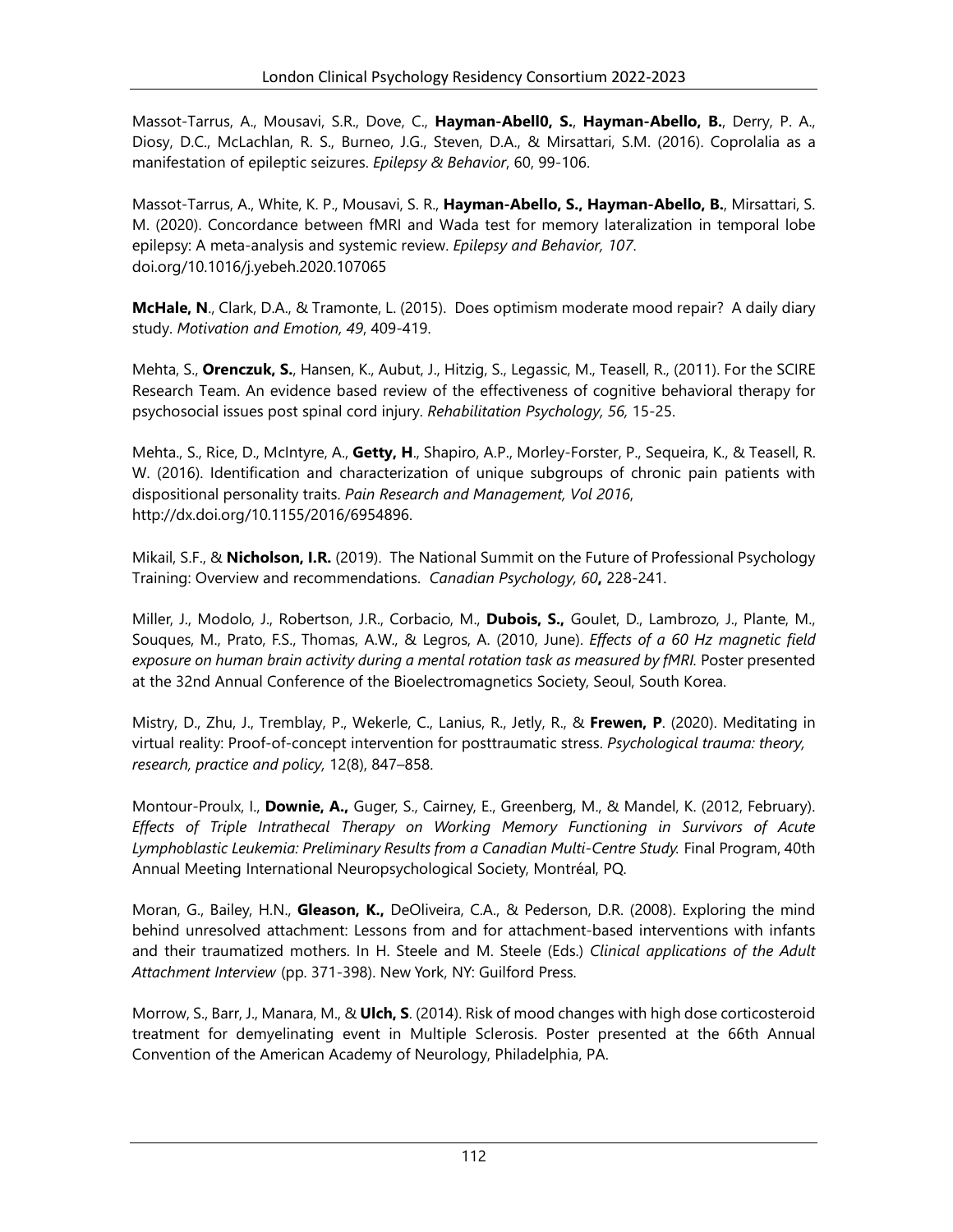Massot-Tarrus, A., Mousavi, S.R., Dove, C., **Hayman-Abell0, S.**, **Hayman-Abello, B.**, Derry, P. A., Diosy, D.C., McLachlan, R. S., Burneo, J.G., Steven, D.A., & Mirsattari, S.M. (2016). Coprolalia as a manifestation of epileptic seizures. *Epilepsy & Behavior*, 60, 99-106.

Massot-Tarrus, A., White, K. P., Mousavi, S. R., **Hayman-Abello, S., Hayman-Abello, B.**, Mirsattari, S. M. (2020). Concordance between fMRI and Wada test for memory lateralization in temporal lobe epilepsy: A meta-analysis and systemic review. *Epilepsy and Behavior, 107*. doi.org/10.1016/j.yebeh.2020.107065

**McHale, N**., Clark, D.A., & Tramonte, L. (2015). Does optimism moderate mood repair? A daily diary study. *Motivation and Emotion, 49*, 409-419.

Mehta, S., **Orenczuk, S.**, Hansen, K., Aubut, J., Hitzig, S., Legassic, M., Teasell, R., (2011). For the SCIRE Research Team. An evidence based review of the effectiveness of cognitive behavioral therapy for psychosocial issues post spinal cord injury. *Rehabilitation Psychology, 56,* 15-25.

Mehta., S., Rice, D., McIntyre, A., **Getty, H**., Shapiro, A.P., Morley-Forster, P., Sequeira, K., & Teasell, R. W. (2016). Identification and characterization of unique subgroups of chronic pain patients with dispositional personality traits. *Pain Research and Management, Vol 2016*, http://dx.doi.org/10.1155/2016/6954896.

Mikail, S.F., & **Nicholson, I.R.** (2019). The National Summit on the Future of Professional Psychology Training: Overview and recommendations. *Canadian Psychology, 60***,** 228-241.

Miller, J., Modolo, J., Robertson, J.R., Corbacio, M., **Dubois, S.,** Goulet, D., Lambrozo, J., Plante, M., Souques, M., Prato, F.S., Thomas, A.W., & Legros, A. (2010, June). *Effects of a 60 Hz magnetic field exposure on human brain activity during a mental rotation task as measured by fMRI.* Poster presented at the 32nd Annual Conference of the Bioelectromagnetics Society, Seoul, South Korea.

Mistry, D., Zhu, J., Tremblay, P., Wekerle, C., Lanius, R., Jetly, R., & **Frewen, P**. (2020). Meditating in virtual reality: Proof-of-concept intervention for posttraumatic stress. *Psychological trauma: theory, research, practice and policy,* 12(8), 847–858.

Montour-Proulx, I., **Downie, A.,** Guger, S., Cairney, E., Greenberg, M., & Mandel, K. (2012, February). *Effects of Triple Intrathecal Therapy on Working Memory Functioning in Survivors of Acute Lymphoblastic Leukemia: Preliminary Results from a Canadian Multi-Centre Study.* Final Program, 40th Annual Meeting International Neuropsychological Society, Montréal, PQ.

Moran, G., Bailey, H.N., **Gleason, K.,** DeOliveira, C.A., & Pederson, D.R. (2008). Exploring the mind behind unresolved attachment: Lessons from and for attachment-based interventions with infants and their traumatized mothers. In H. Steele and M. Steele (Eds.) *Clinical applications of the Adult Attachment Interview* (pp. 371-398). New York, NY: Guilford Press.

Morrow, S., Barr, J., Manara, M., & **Ulch, S**. (2014). Risk of mood changes with high dose corticosteroid treatment for demyelinating event in Multiple Sclerosis. Poster presented at the 66th Annual Convention of the American Academy of Neurology, Philadelphia, PA.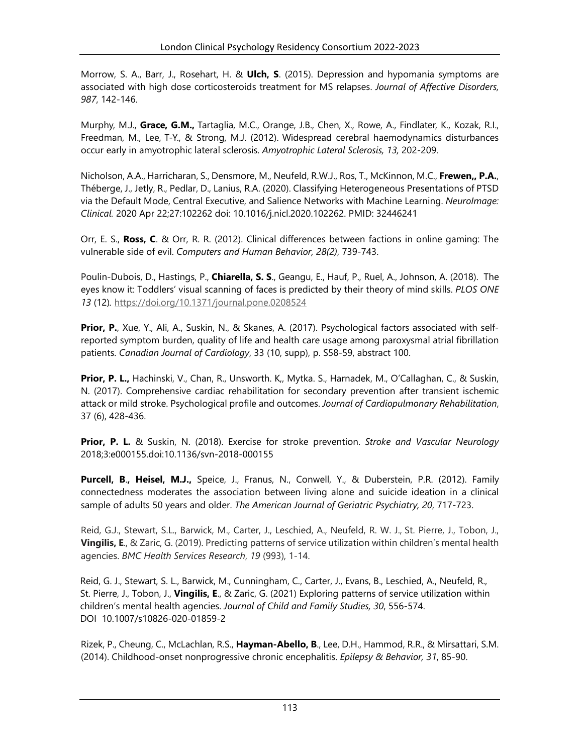Morrow, S. A., Barr, J., Rosehart, H. & **Ulch, S**. (2015). Depression and hypomania symptoms are associated with high dose corticosteroids treatment for MS relapses. *Journal of Affective Disorders, 987*, 142-146.

Murphy, M.J., **Grace, G.M.,** Tartaglia, M.C., Orange, J.B., Chen, X., Rowe, A., Findlater, K., Kozak, R.I., Freedman, M., Lee, T-Y., & Strong, M.J. (2012). Widespread cerebral haemodynamics disturbances occur early in amyotrophic lateral sclerosis. *Amyotrophic Lateral Sclerosis, 13,* 202-209.

Nicholson, A.A., Harricharan, S., Densmore, M., Neufeld, R.W.J., Ros, T., McKinnon, M.C., **Frewen,, P.A.**, Théberge, J., Jetly, R., Pedlar, D., Lanius, R.A. (2020). Classifying Heterogeneous Presentations of PTSD via the Default Mode, Central Executive, and Salience Networks with Machine Learning. *NeuroImage: Clinical.* 2020 Apr 22;27:102262 doi: 10.1016/j.nicl.2020.102262. PMID: 32446241

Orr, E. S., **Ross, C**. & Orr, R. R. (2012). Clinical differences between factions in online gaming: The vulnerable side of evil. *Computers and Human Behavior, 28(2)*, 739-743.

Poulin-Dubois, D., Hastings, P., **Chiarella, S. S**., Geangu, E., Hauf, P., Ruel, A., Johnson, A. (2018). The eyes know it: Toddlers' visual scanning of faces is predicted by their theory of mind skills. *PLOS ONE 13* (12). https://doi.org/10.1371/journal.pone.0208524

**Prior, P.**, Xue, Y., Ali, A., Suskin, N., & Skanes, A. (2017). Psychological factors associated with self-reported symptom burden, quality of life and health care usage among paroxysmal atrial fibrillation patients. *Canadian Journal of Cardiology*, 33 (10, supp), p. S58-59, abstract 100.

**Prior, P. L.,** Hachinski, V., Chan, R., Unsworth. K,, Mytka. S., Harnadek, M., O'Callaghan, C., & Suskin, N. (2017). Comprehensive cardiac rehabilitation for secondary prevention after transient ischemic attack or mild stroke. Psychological profile and outcomes. *Journal of Cardiopulmonary Rehabilitation*, 37 (6), 428-436.

**Prior, P. L.** & Suskin, N. (2018). Exercise for stroke prevention. *Stroke and Vascular Neurology* 2018;3:e000155.doi:10.1136/svn-2018-000155

**Purcell, B., Heisel, M.J.,** Speice, J., Franus, N., Conwell, Y., & Duberstein, P.R. (2012). Family connectedness moderates the association between living alone and suicide ideation in a clinical sample of adults 50 years and older. *The American Journal of Geriatric Psychiatry, 20*, 717-723.

Reid, G.J., Stewart, S.L., Barwick, M., Carter, J., Leschied, A., Neufeld, R. W. J., St. Pierre, J., Tobon, J., **Vingilis, E**., & Zaric, G. (2019). Predicting patterns of service utilization within children's mental health agencies. *BMC Health Services Research*, *19* (993), 1-14.

Reid, G. J., Stewart, S. L., Barwick, M., Cunningham, C., Carter, J., Evans, B., Leschied, A., Neufeld, R., St. Pierre, J., Tobon, J., **Vingilis, E**., & Zaric, G. (2021) Exploring patterns of service utilization within children's mental health agencies. *Journal of Child and Family Studies, 30*, 556-574. DOI 10.1007/s10826-020-01859-2

Rizek, P., Cheung, C., McLachlan, R.S., **Hayman-Abello, B**., Lee, D.H., Hammod, R.R., & Mirsattari, S.M. (2014). Childhood-onset nonprogressive chronic encephalitis. *Epilepsy & Behavior, 31*, 85-90.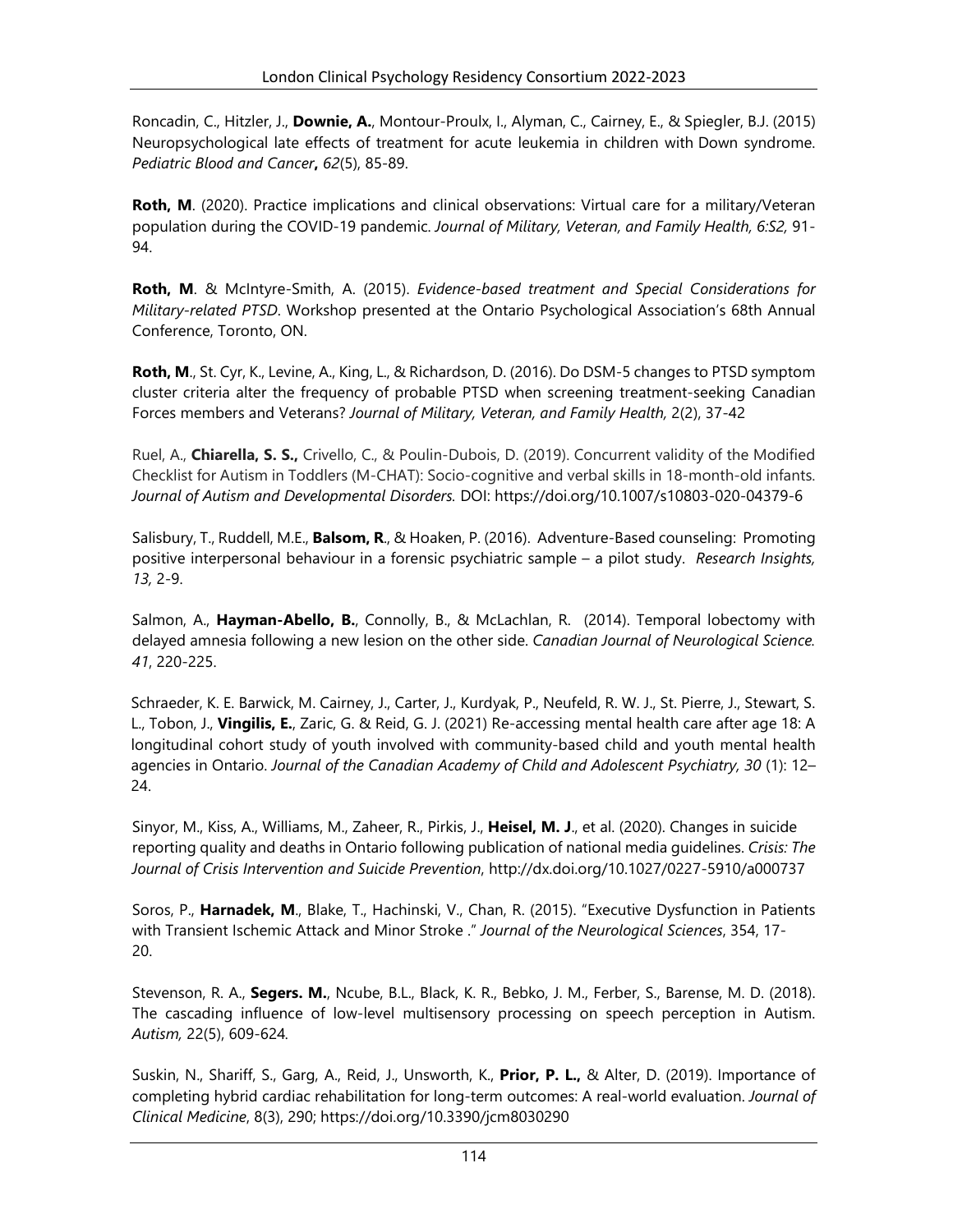Roncadin, C., Hitzler, J., **Downie, A.**, Montour-Proulx, I., Alyman, C., Cairney, E., & Spiegler, B.J. (2015) Neuropsychological late effects of treatment for acute leukemia in children with Down syndrome. *Pediatric Blood and Cancer***,** *62*(5), 85-89.

**Roth, M**. (2020). Practice implications and clinical observations: Virtual care for a military/Veteran population during the COVID-19 pandemic. *Journal of Military, Veteran, and Family Health, 6:S2,* 91-94.

**Roth, M**. & McIntyre-Smith, A. (2015). *Evidence-based treatment and Special Considerations for Military-related PTSD*. Workshop presented at the Ontario Psychological Association's 68th Annual Conference, Toronto, ON.

**Roth, M**., St. Cyr, K., Levine, A., King, L., & Richardson, D. (2016). Do DSM-5 changes to PTSD symptom cluster criteria alter the frequency of probable PTSD when screening treatment-seeking Canadian Forces members and Veterans? *Journal of Military, Veteran, and Family Health,* 2(2), 37-42

Ruel, A., **Chiarella, S. S.,** Crivello, C., & Poulin-Dubois, D. (2019). Concurrent validity of the Modified Checklist for Autism in Toddlers (M-CHAT): Socio-cognitive and verbal skills in 18-month-old infants. *Journal of Autism and Developmental Disorders.* DOI: https://doi.org/10.1007/s10803-020-04379-6

Salisbury, T., Ruddell, M.E., **Balsom, R**., & Hoaken, P. (2016). Adventure-Based counseling: Promoting positive interpersonal behaviour in a forensic psychiatric sample – a pilot study. *Research Insights, 13,* 2-9.

Salmon, A., **Hayman-Abello, B.**, Connolly, B., & McLachlan, R. (2014). Temporal lobectomy with delayed amnesia following a new lesion on the other side. *Canadian Journal of Neurological Science. 41*, 220-225.

Schraeder, K. E. Barwick, M. Cairney, J., Carter, J., Kurdyak, P., Neufeld, R. W. J., St. Pierre, J., Stewart, S. L., Tobon, J., **Vingilis, E.**, Zaric, G. & Reid, G. J. (2021) Re-accessing mental health care after age 18: A longitudinal cohort study of youth involved with community-based child and youth mental health agencies in Ontario. *Journal of the Canadian Academy of Child and Adolescent Psychiatry, 30* (1): 12–24.

Sinyor, M., Kiss, A., Williams, M., Zaheer, R., Pirkis, J., **Heisel, M. J**., et al. (2020). Changes in suicide reporting quality and deaths in Ontario following publication of national media guidelines. *Crisis: The Journal of Crisis Intervention and Suicide Prevention*, http://dx.doi.org/10.1027/0227-5910/a000737

Soros, P., **Harnadek, M**., Blake, T., Hachinski, V., Chan, R. (2015). "Executive Dysfunction in Patients with Transient Ischemic Attack and Minor Stroke ." *Journal of the Neurological Sciences*, 354, 17-20.

Stevenson, R. A., **Segers. M.**, Ncube, B.L., Black, K. R., Bebko, J. M., Ferber, S., Barense, M. D. (2018). The cascading influence of low-level multisensory processing on speech perception in Autism. *Autism,* 22(5), 609-624*.*

Suskin, N., Shariff, S., Garg, A., Reid, J., Unsworth, K., **Prior, P. L.,** & Alter, D. (2019). Importance of completing hybrid cardiac rehabilitation for long-term outcomes: A real-world evaluation. *Journal of Clinical Medicine*, 8(3), 290; https://doi.org/10.3390/jcm8030290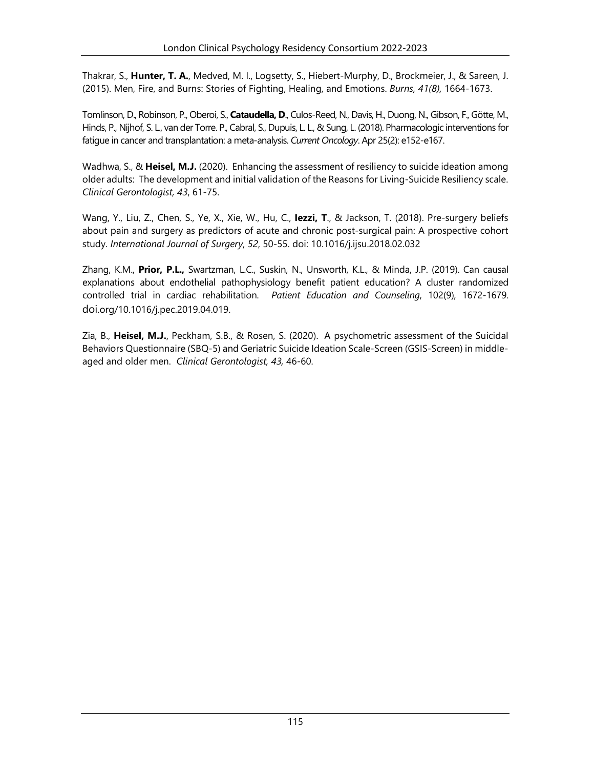Thakrar, S., **Hunter, T. A.**, Medved, M. I., Logsetty, S., Hiebert-Murphy, D., Brockmeier, J., & Sareen, J. (2015). Men, Fire, and Burns: Stories of Fighting, Healing, and Emotions. *Burns, 41(8),* 1664-1673.

Tomlinson, D., Robinson, P., Oberoi, S., **Cataudella, D**., Culos-Reed, N., Davis, H., Duong, N., Gibson, F., Götte, M., Hinds, P., Nijhof, S. L., van der Torre. P., Cabral, S., Dupuis, L. L., & Sung, L. (2018). Pharmacologic interventions for fatigue in cancer and transplantation: a meta-analysis. *Current Oncology*. Apr 25(2): e152-e167.

Wadhwa, S., & **Heisel, M.J.** (2020). Enhancing the assessment of resiliency to suicide ideation among older adults: The development and initial validation of the Reasons for Living-Suicide Resiliency scale. *Clinical Gerontologist, 43*, 61-75.

Wang, Y., Liu, Z., Chen, S., Ye, X., Xie, W., Hu, C., **Iezzi, T**., & Jackson, T. (2018). Pre-surgery beliefs about pain and surgery as predictors of acute and chronic post-surgical pain: A prospective cohort study. *International Journal of Surgery*, *52*, 50-55. doi: 10.1016/j.ijsu.2018.02.032

Zhang, K.M., **Prior, P.L.,** Swartzman, L.C., Suskin, N., Unsworth, K.L., & Minda, J.P. (2019). Can causal explanations about endothelial pathophysiology benefit patient education? A cluster randomized controlled trial in cardiac rehabilitation. *Patient Education and Counseling*, 102(9), 1672-1679. doi.org/10.1016/j.pec.2019.04.019.

Zia, B., **Heisel, M.J.**, Peckham, S.B., & Rosen, S. (2020). A psychometric assessment of the Suicidal Behaviors Questionnaire (SBQ-5) and Geriatric Suicide Ideation Scale-Screen (GSIS-Screen) in middle-aged and older men. *Clinical Gerontologist, 43,* 46-60.